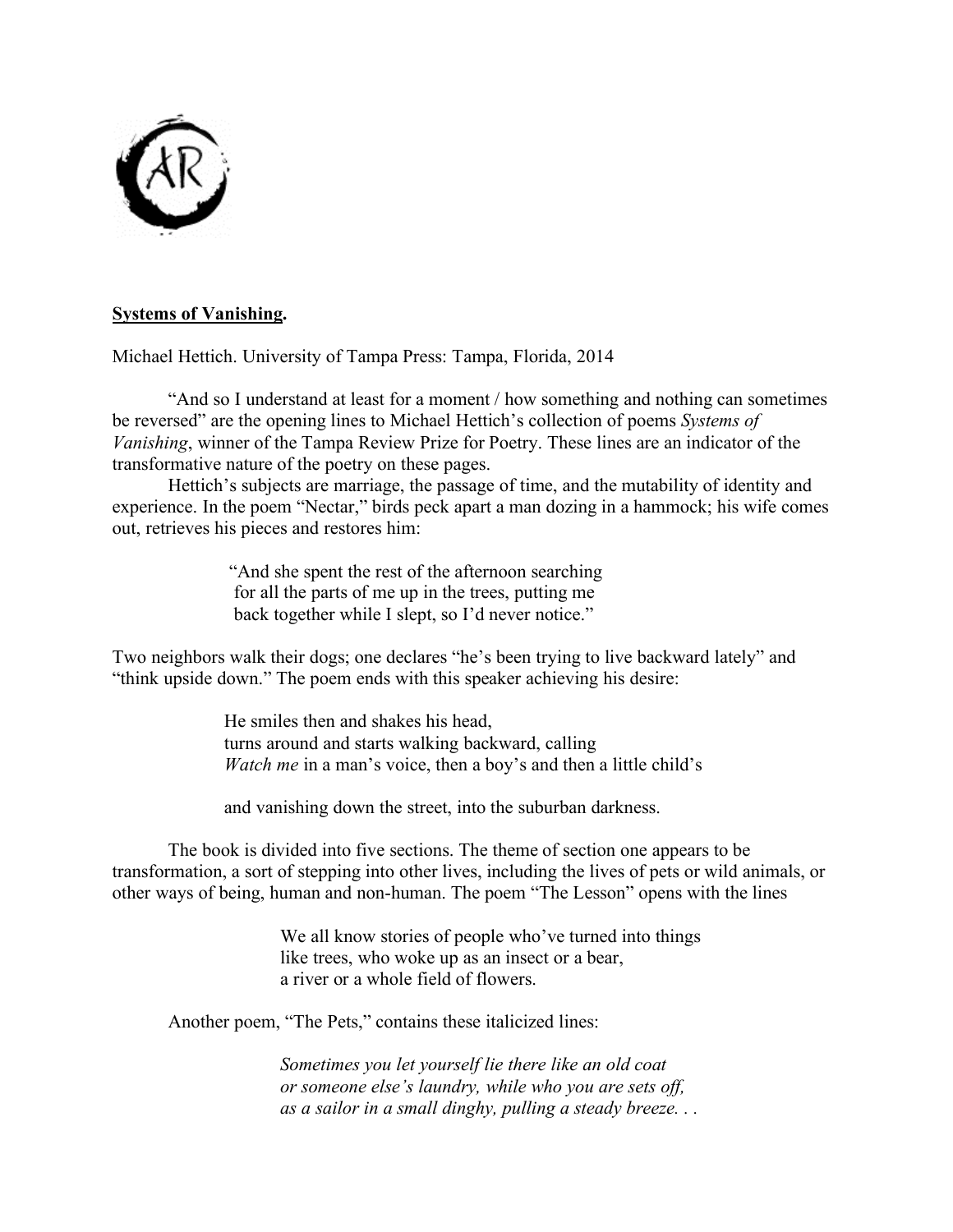**Systems of Vanishing.**

Michael Hettich. University of Tampa Press: Tampa, Florida, 2014

"And so I understand at least for a moment / how something and nothing can sometimes be reversed" are the opening lines to Michael Hettich's collection of poems *Systems of Vanishing*, winner of the Tampa Review Prize for Poetry. These lines are an indicator of the transformative nature of the poetry on these pages.

Hettich's subjects are marriage, the passage of time, and the mutability of identity and experience. In the poem "Nectar," birds peck apart a man dozing in a hammock; his wife comes out, retrieves his pieces and restores him:

> "And she spent the rest of the afternoon searching
> for all the parts of me up in the trees, putting me
> back together while I slept, so I'd never notice."

Two neighbors walk their dogs; one declares "he's been trying to live backward lately" and "think upside down." The poem ends with this speaker achieving his desire:

> He smiles then and shakes his head,
> turns around and starts walking backward, calling
> *Watch me* in a man's voice, then a boy's and then a little child's
>
> and vanishing down the street, into the suburban darkness.

The book is divided into five sections. The theme of section one appears to be transformation, a sort of stepping into other lives, including the lives of pets or wild animals, or other ways of being, human and non-human. The poem "The Lesson" opens with the lines

> We all know stories of people who've turned into things
> like trees, who woke up as an insect or a bear,
> a river or a whole field of flowers.

Another poem, "The Pets," contains these italicized lines:

> *Sometimes you let yourself lie there like an old coat*
> *or someone else's laundry, while who you are sets off,*
> *as a sailor in a small dinghy, pulling a steady breeze. . .*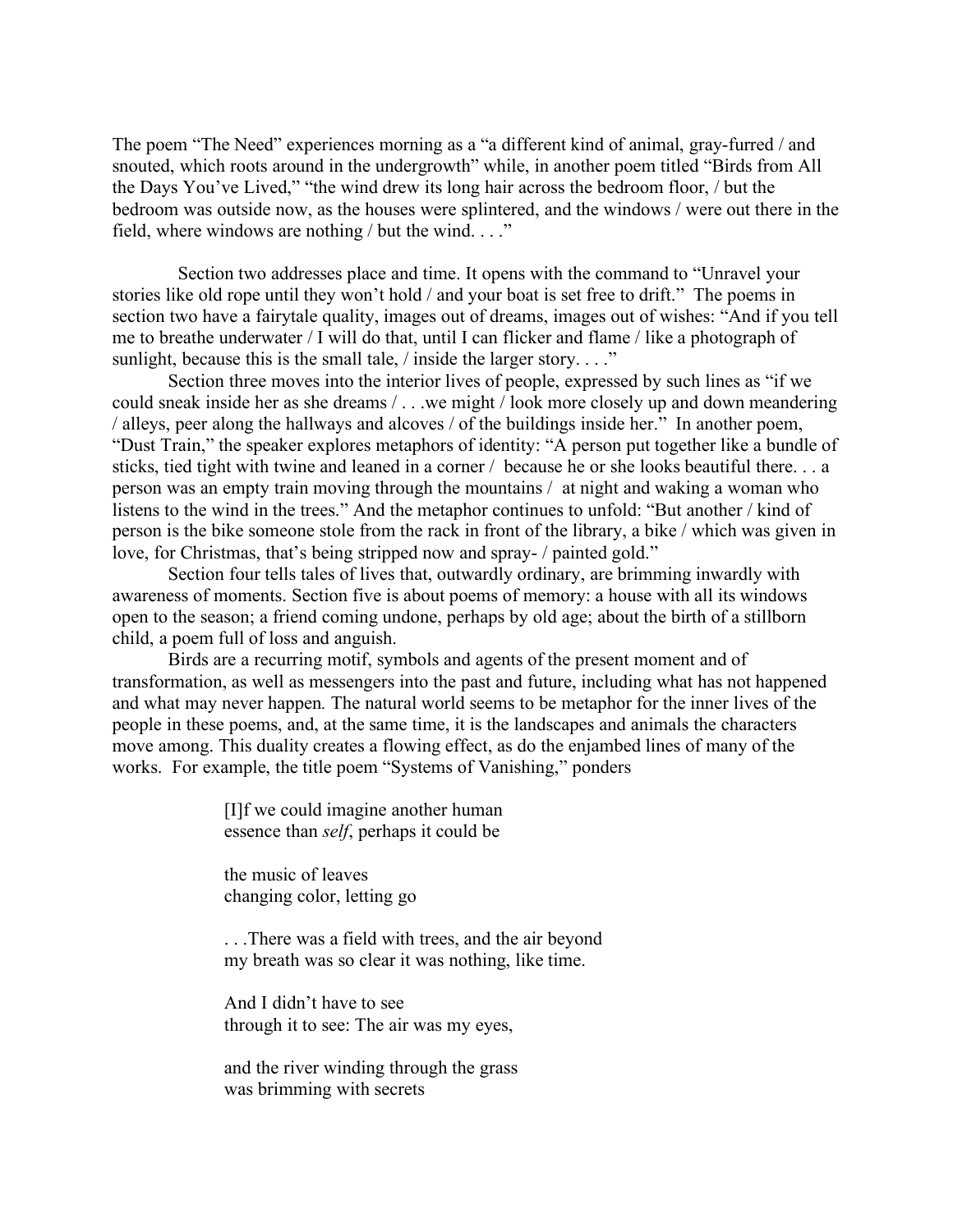The poem "The Need" experiences morning as a "a different kind of animal, gray-furred / and snouted, which roots around in the undergrowth" while, in another poem titled "Birds from All the Days You've Lived," "the wind drew its long hair across the bedroom floor, / but the bedroom was outside now, as the houses were splintered, and the windows / were out there in the field, where windows are nothing / but the wind. . . ."

Section two addresses place and time. It opens with the command to "Unravel your stories like old rope until they won't hold / and your boat is set free to drift." The poems in section two have a fairytale quality, images out of dreams, images out of wishes: "And if you tell me to breathe underwater / I will do that, until I can flicker and flame / like a photograph of sunlight, because this is the small tale, / inside the larger story. . . ."

Section three moves into the interior lives of people, expressed by such lines as "if we could sneak inside her as she dreams / . . .we might / look more closely up and down meandering / alleys, peer along the hallways and alcoves / of the buildings inside her." In another poem, "Dust Train," the speaker explores metaphors of identity: "A person put together like a bundle of sticks, tied tight with twine and leaned in a corner / because he or she looks beautiful there. . . a person was an empty train moving through the mountains / at night and waking a woman who listens to the wind in the trees." And the metaphor continues to unfold: "But another / kind of person is the bike someone stole from the rack in front of the library, a bike / which was given in love, for Christmas, that's being stripped now and spray- / painted gold."

Section four tells tales of lives that, outwardly ordinary, are brimming inwardly with awareness of moments. Section five is about poems of memory: a house with all its windows open to the season; a friend coming undone, perhaps by old age; about the birth of a stillborn child, a poem full of loss and anguish.

Birds are a recurring motif, symbols and agents of the present moment and of transformation, as well as messengers into the past and future, including what has not happened and what may never happen. The natural world seems to be metaphor for the inner lives of the people in these poems, and, at the same time, it is the landscapes and animals the characters move among. This duality creates a flowing effect, as do the enjambed lines of many of the works. For example, the title poem "Systems of Vanishing," ponders

> [I]f we could imagine another human
> essence than *self*, perhaps it could be
>
> the music of leaves
> changing color, letting go
>
> . . .There was a field with trees, and the air beyond
> my breath was so clear it was nothing, like time.
>
> And I didn't have to see
> through it to see: The air was my eyes,
>
> and the river winding through the grass
> was brimming with secrets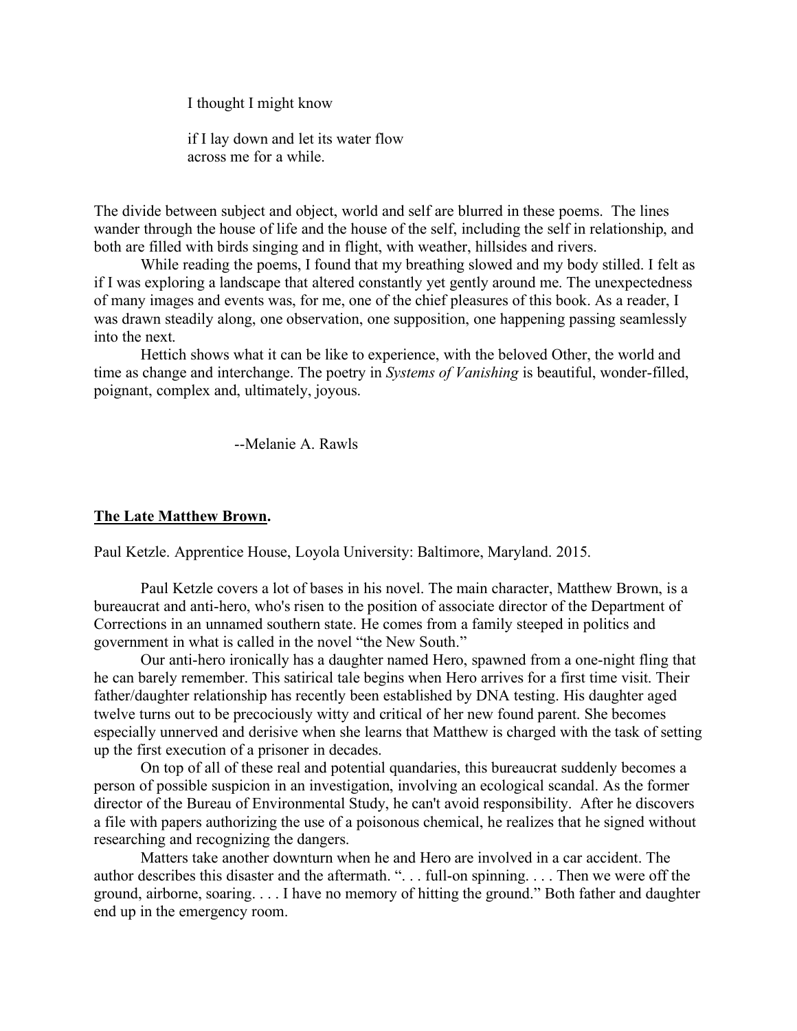I thought I might know

if I lay down and let its water flow  
across me for a while.

The divide between subject and object, world and self are blurred in these poems. The lines wander through the house of life and the house of the self, including the self in relationship, and both are filled with birds singing and in flight, with weather, hillsides and rivers.

While reading the poems, I found that my breathing slowed and my body stilled. I felt as if I was exploring a landscape that altered constantly yet gently around me. The unexpectedness of many images and events was, for me, one of the chief pleasures of this book. As a reader, I was drawn steadily along, one observation, one supposition, one happening passing seamlessly into the next.

Hettich shows what it can be like to experience, with the beloved Other, the world and time as change and interchange. The poetry in *Systems of Vanishing* is beautiful, wonder-filled, poignant, complex and, ultimately, joyous.

--Melanie A. Rawls

**The Late Matthew Brown.**

Paul Ketzle. Apprentice House, Loyola University: Baltimore, Maryland. 2015.

Paul Ketzle covers a lot of bases in his novel. The main character, Matthew Brown, is a bureaucrat and anti-hero, who's risen to the position of associate director of the Department of Corrections in an unnamed southern state. He comes from a family steeped in politics and government in what is called in the novel "the New South."

Our anti-hero ironically has a daughter named Hero, spawned from a one-night fling that he can barely remember. This satirical tale begins when Hero arrives for a first time visit. Their father/daughter relationship has recently been established by DNA testing. His daughter aged twelve turns out to be precociously witty and critical of her new found parent. She becomes especially unnerved and derisive when she learns that Matthew is charged with the task of setting up the first execution of a prisoner in decades.

On top of all of these real and potential quandaries, this bureaucrat suddenly becomes a person of possible suspicion in an investigation, involving an ecological scandal. As the former director of the Bureau of Environmental Study, he can't avoid responsibility. After he discovers a file with papers authorizing the use of a poisonous chemical, he realizes that he signed without researching and recognizing the dangers.

Matters take another downturn when he and Hero are involved in a car accident. The author describes this disaster and the aftermath. ". . . full-on spinning. . . . Then we were off the ground, airborne, soaring. . . . I have no memory of hitting the ground." Both father and daughter end up in the emergency room.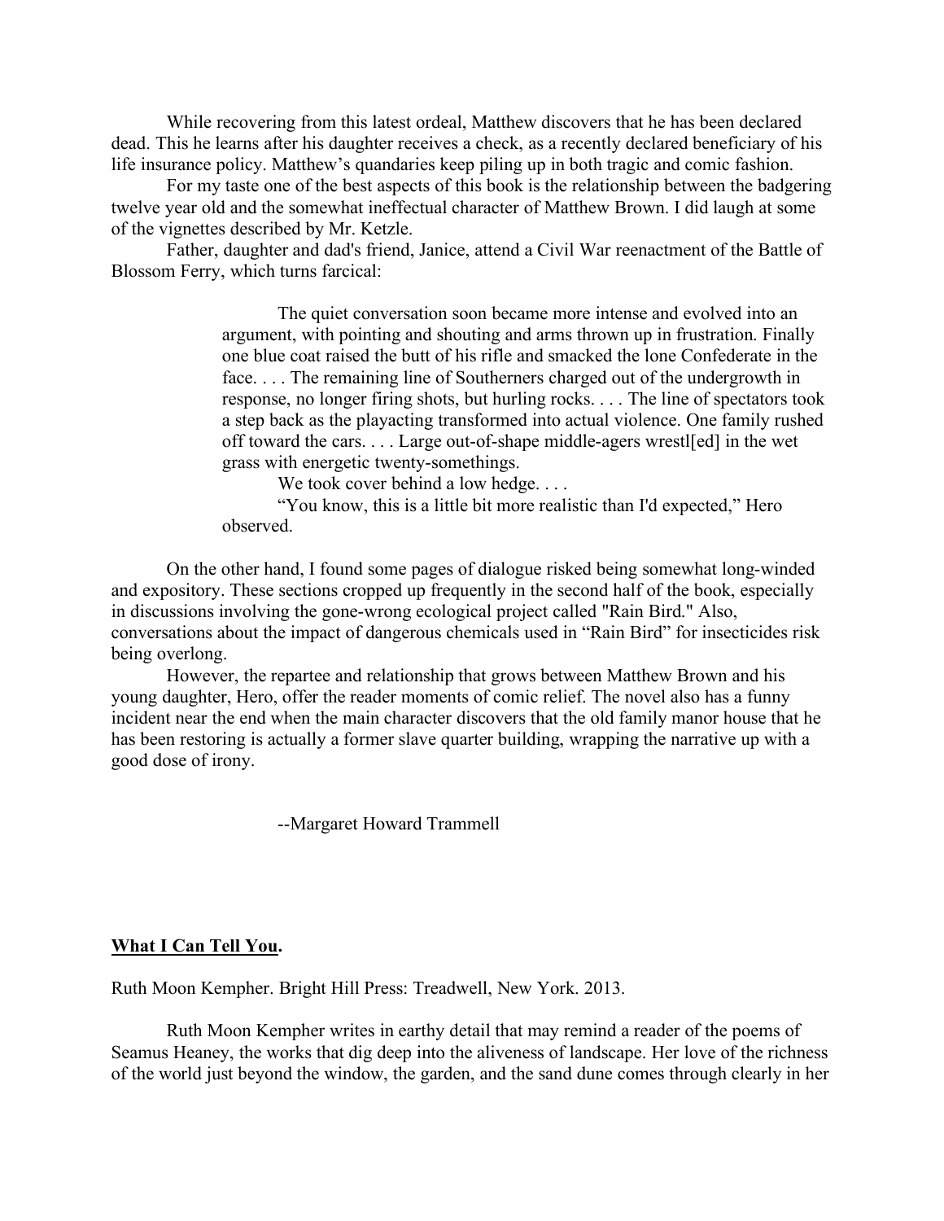While recovering from this latest ordeal, Matthew discovers that he has been declared dead. This he learns after his daughter receives a check, as a recently declared beneficiary of his life insurance policy. Matthew's quandaries keep piling up in both tragic and comic fashion.

For my taste one of the best aspects of this book is the relationship between the badgering twelve year old and the somewhat ineffectual character of Matthew Brown. I did laugh at some of the vignettes described by Mr. Ketzle.

Father, daughter and dad's friend, Janice, attend a Civil War reenactment of the Battle of Blossom Ferry, which turns farcical:

> The quiet conversation soon became more intense and evolved into an argument, with pointing and shouting and arms thrown up in frustration. Finally one blue coat raised the butt of his rifle and smacked the lone Confederate in the face. . . . The remaining line of Southerners charged out of the undergrowth in response, no longer firing shots, but hurling rocks. . . . The line of spectators took a step back as the playacting transformed into actual violence. One family rushed off toward the cars. . . . Large out-of-shape middle-agers wrestl[ed] in the wet grass with energetic twenty-somethings.
>
> We took cover behind a low hedge. . . .
>
> "You know, this is a little bit more realistic than I'd expected," Hero observed.

On the other hand, I found some pages of dialogue risked being somewhat long-winded and expository. These sections cropped up frequently in the second half of the book, especially in discussions involving the gone-wrong ecological project called "Rain Bird." Also, conversations about the impact of dangerous chemicals used in "Rain Bird" for insecticides risk being overlong.

However, the repartee and relationship that grows between Matthew Brown and his young daughter, Hero, offer the reader moments of comic relief. The novel also has a funny incident near the end when the main character discovers that the old family manor house that he has been restoring is actually a former slave quarter building, wrapping the narrative up with a good dose of irony.

--Margaret Howard Trammell

**What I Can Tell You.**

Ruth Moon Kempher. Bright Hill Press: Treadwell, New York. 2013.

Ruth Moon Kempher writes in earthy detail that may remind a reader of the poems of Seamus Heaney, the works that dig deep into the aliveness of landscape. Her love of the richness of the world just beyond the window, the garden, and the sand dune comes through clearly in her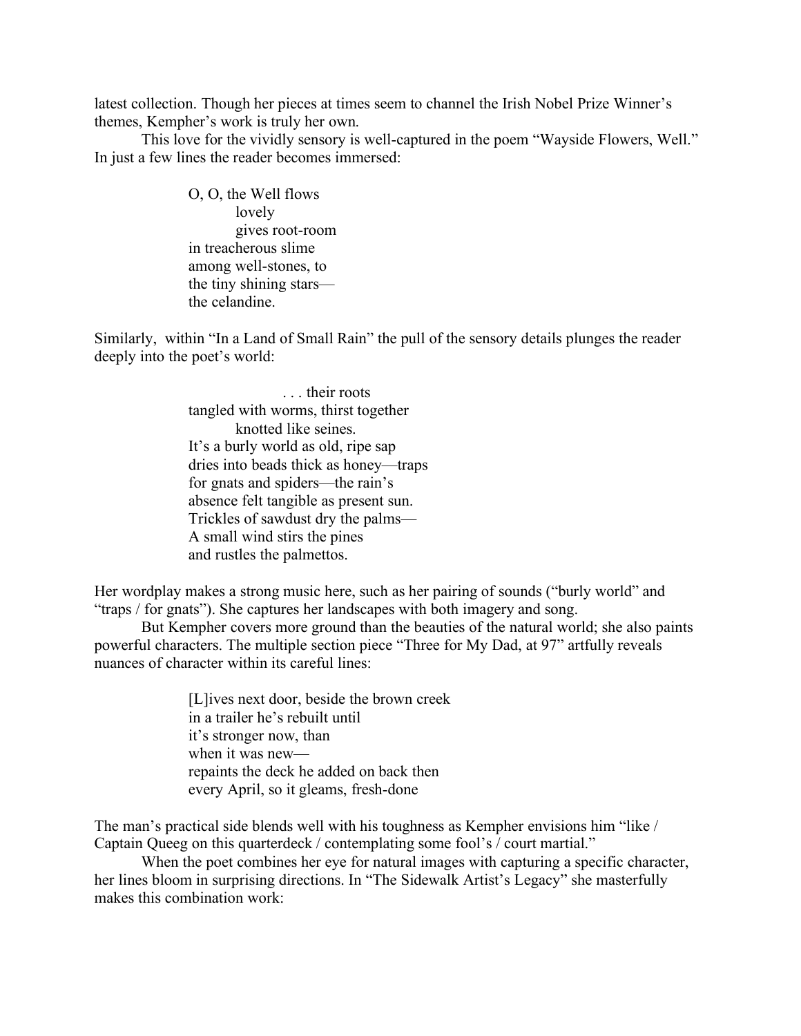latest collection. Though her pieces at times seem to channel the Irish Nobel Prize Winner's themes, Kempher's work is truly her own.

This love for the vividly sensory is well-captured in the poem "Wayside Flowers, Well." In just a few lines the reader becomes immersed:

> O, O, the Well flows
> &nbsp;&nbsp;&nbsp;&nbsp;&nbsp;&nbsp;&nbsp;&nbsp;lovely
> &nbsp;&nbsp;&nbsp;&nbsp;&nbsp;&nbsp;&nbsp;&nbsp;gives root-room
> in treacherous slime
> among well-stones, to
> the tiny shining stars—
> the celandine.

Similarly, within "In a Land of Small Rain" the pull of the sensory details plunges the reader deeply into the poet's world:

> &nbsp;&nbsp;&nbsp;&nbsp;&nbsp;&nbsp;&nbsp;&nbsp;&nbsp;&nbsp;&nbsp;&nbsp;&nbsp;&nbsp;&nbsp;&nbsp;&nbsp;&nbsp;&nbsp;&nbsp;&nbsp;&nbsp;. . . their roots
> tangled with worms, thirst together
> &nbsp;&nbsp;&nbsp;&nbsp;&nbsp;&nbsp;&nbsp;&nbsp;knotted like seines.
> It's a burly world as old, ripe sap
> dries into beads thick as honey—traps
> for gnats and spiders—the rain's
> absence felt tangible as present sun.
> Trickles of sawdust dry the palms—
> A small wind stirs the pines
> and rustles the palmettos.

Her wordplay makes a strong music here, such as her pairing of sounds ("burly world" and "traps / for gnats"). She captures her landscapes with both imagery and song.

But Kempher covers more ground than the beauties of the natural world; she also paints powerful characters. The multiple section piece "Three for My Dad, at 97" artfully reveals nuances of character within its careful lines:

> [L]ives next door, beside the brown creek
> in a trailer he's rebuilt until
> it's stronger now, than
> when it was new—
> repaints the deck he added on back then
> every April, so it gleams, fresh-done

The man's practical side blends well with his toughness as Kempher envisions him "like / Captain Queeg on this quarterdeck / contemplating some fool's / court martial."

When the poet combines her eye for natural images with capturing a specific character, her lines bloom in surprising directions. In "The Sidewalk Artist's Legacy" she masterfully makes this combination work: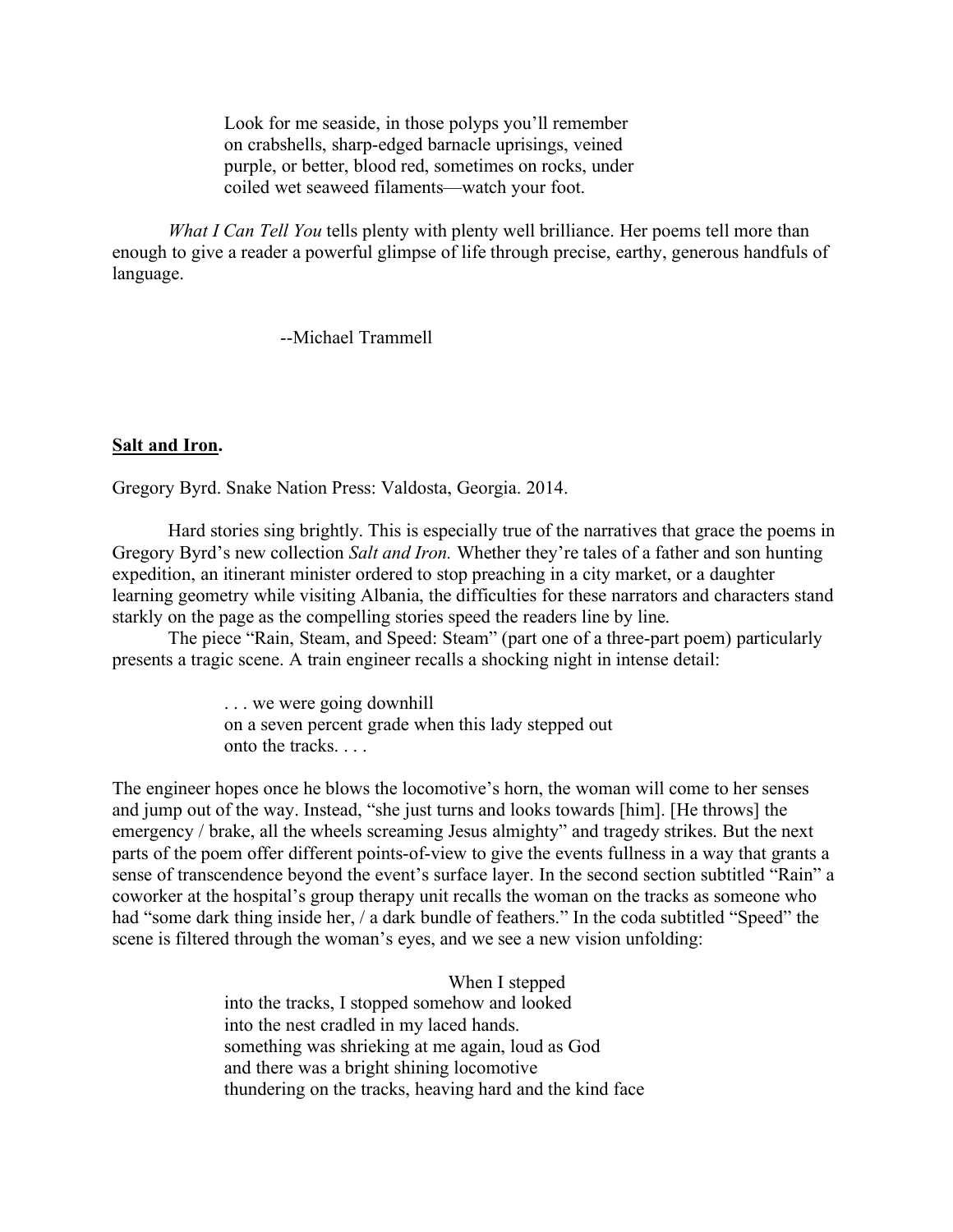> Look for me seaside, in those polyps you'll remember
> on crabshells, sharp-edged barnacle uprisings, veined
> purple, or better, blood red, sometimes on rocks, under
> coiled wet seaweed filaments—watch your foot.

*What I Can Tell You* tells plenty with plenty well brilliance. Her poems tell more than enough to give a reader a powerful glimpse of life through precise, earthy, generous handfuls of language.

--Michael Trammell

**<u>Salt and Iron</u>.**

Gregory Byrd. Snake Nation Press: Valdosta, Georgia. 2014.

Hard stories sing brightly. This is especially true of the narratives that grace the poems in Gregory Byrd's new collection *Salt and Iron.* Whether they're tales of a father and son hunting expedition, an itinerant minister ordered to stop preaching in a city market, or a daughter learning geometry while visiting Albania, the difficulties for these narrators and characters stand starkly on the page as the compelling stories speed the readers line by line.

The piece "Rain, Steam, and Speed: Steam" (part one of a three-part poem) particularly presents a tragic scene. A train engineer recalls a shocking night in intense detail:

> . . . we were going downhill
> on a seven percent grade when this lady stepped out
> onto the tracks. . . .

The engineer hopes once he blows the locomotive's horn, the woman will come to her senses and jump out of the way. Instead, "she just turns and looks towards [him]. [He throws] the emergency / brake, all the wheels screaming Jesus almighty" and tragedy strikes. But the next parts of the poem offer different points-of-view to give the events fullness in a way that grants a sense of transcendence beyond the event's surface layer. In the second section subtitled "Rain" a coworker at the hospital's group therapy unit recalls the woman on the tracks as someone who had "some dark thing inside her, / a dark bundle of feathers." In the coda subtitled "Speed" the scene is filtered through the woman's eyes, and we see a new vision unfolding:

> When I stepped
> into the tracks, I stopped somehow and looked
> into the nest cradled in my laced hands.
> something was shrieking at me again, loud as God
> and there was a bright shining locomotive
> thundering on the tracks, heaving hard and the kind face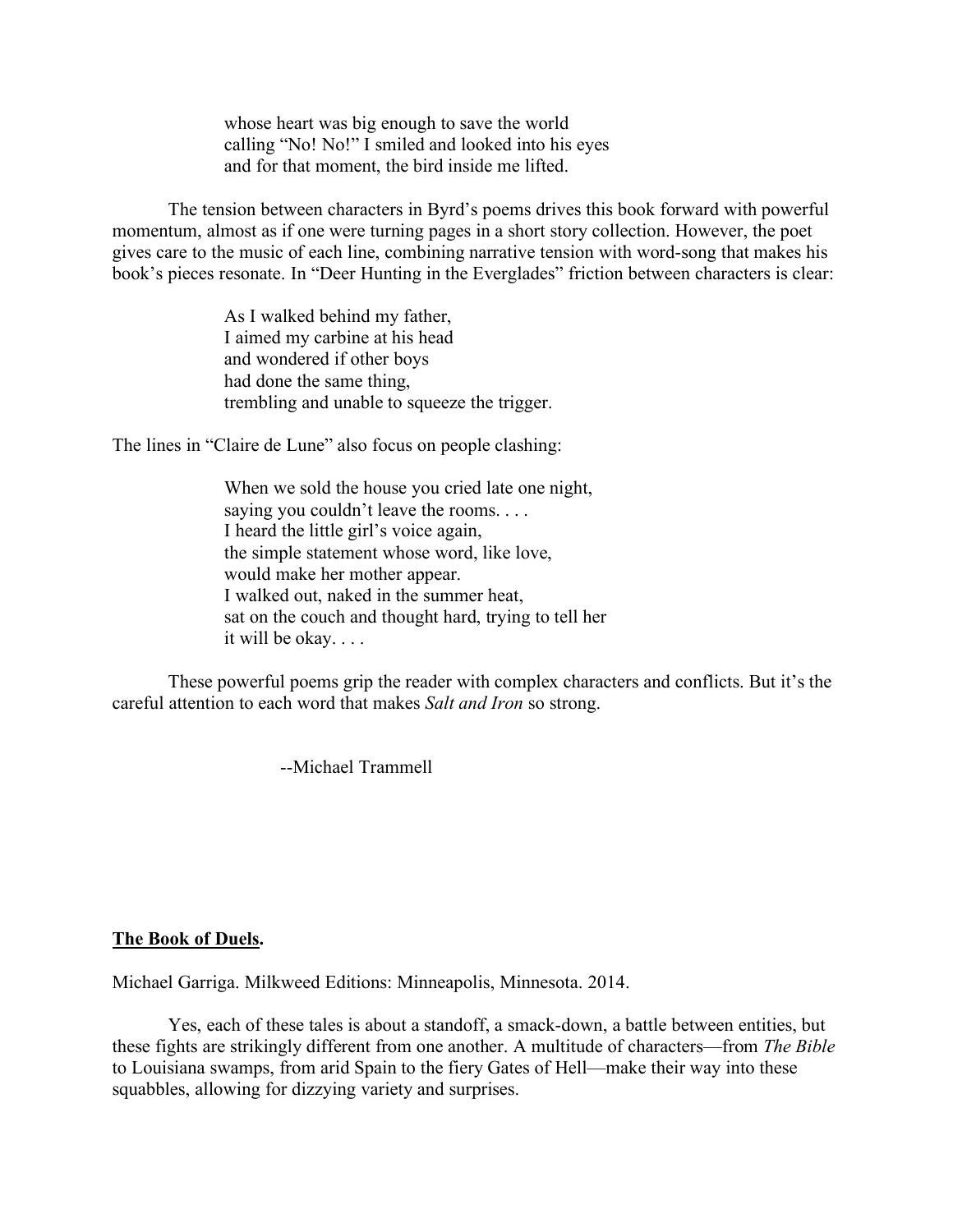> whose heart was big enough to save the world
> calling "No! No!" I smiled and looked into his eyes
> and for that moment, the bird inside me lifted.

The tension between characters in Byrd's poems drives this book forward with powerful momentum, almost as if one were turning pages in a short story collection. However, the poet gives care to the music of each line, combining narrative tension with word-song that makes his book's pieces resonate. In "Deer Hunting in the Everglades" friction between characters is clear:

> As I walked behind my father,
> I aimed my carbine at his head
> and wondered if other boys
> had done the same thing,
> trembling and unable to squeeze the trigger.

The lines in "Claire de Lune" also focus on people clashing:

> When we sold the house you cried late one night,
> saying you couldn't leave the rooms. . . .
> I heard the little girl's voice again,
> the simple statement whose word, like love,
> would make her mother appear.
> I walked out, naked in the summer heat,
> sat on the couch and thought hard, trying to tell her
> it will be okay. . . .

These powerful poems grip the reader with complex characters and conflicts. But it's the careful attention to each word that makes *Salt and Iron* so strong.

--Michael Trammell

**The Book of Duels.**

Michael Garriga. Milkweed Editions: Minneapolis, Minnesota. 2014.

Yes, each of these tales is about a standoff, a smack-down, a battle between entities, but these fights are strikingly different from one another. A multitude of characters—from *The Bible* to Louisiana swamps, from arid Spain to the fiery Gates of Hell—make their way into these squabbles, allowing for dizzying variety and surprises.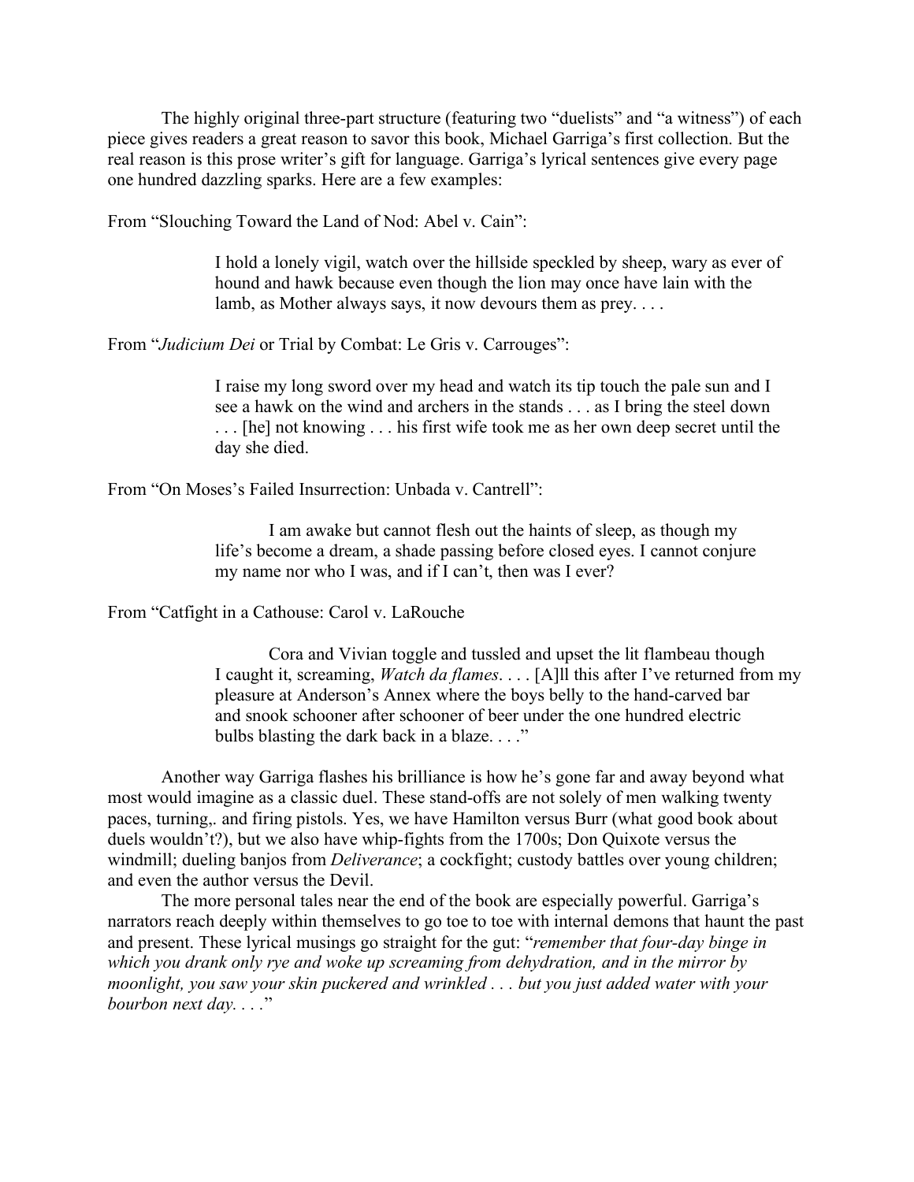The highly original three-part structure (featuring two "duelists" and "a witness") of each piece gives readers a great reason to savor this book, Michael Garriga's first collection. But the real reason is this prose writer's gift for language. Garriga's lyrical sentences give every page one hundred dazzling sparks. Here are a few examples:

From "Slouching Toward the Land of Nod: Abel v. Cain":

> I hold a lonely vigil, watch over the hillside speckled by sheep, wary as ever of hound and hawk because even though the lion may once have lain with the lamb, as Mother always says, it now devours them as prey. . . .

From "*Judicium Dei* or Trial by Combat: Le Gris v. Carrouges":

> I raise my long sword over my head and watch its tip touch the pale sun and I see a hawk on the wind and archers in the stands . . . as I bring the steel down . . . [he] not knowing . . . his first wife took me as her own deep secret until the day she died.

From "On Moses's Failed Insurrection: Unbada v. Cantrell":

> I am awake but cannot flesh out the haints of sleep, as though my life's become a dream, a shade passing before closed eyes. I cannot conjure my name nor who I was, and if I can't, then was I ever?

From "Catfight in a Cathouse: Carol v. LaRouche

> Cora and Vivian toggle and tussled and upset the lit flambeau though I caught it, screaming, *Watch da flames*. . . . [A]ll this after I've returned from my pleasure at Anderson's Annex where the boys belly to the hand-carved bar and snook schooner after schooner of beer under the one hundred electric bulbs blasting the dark back in a blaze. . . ."

Another way Garriga flashes his brilliance is how he's gone far and away beyond what most would imagine as a classic duel. These stand-offs are not solely of men walking twenty paces, turning,. and firing pistols. Yes, we have Hamilton versus Burr (what good book about duels wouldn't?), but we also have whip-fights from the 1700s; Don Quixote versus the windmill; dueling banjos from *Deliverance*; a cockfight; custody battles over young children; and even the author versus the Devil.

The more personal tales near the end of the book are especially powerful. Garriga's narrators reach deeply within themselves to go toe to toe with internal demons that haunt the past and present. These lyrical musings go straight for the gut: "*remember that four-day binge in which you drank only rye and woke up screaming from dehydration, and in the mirror by moonlight, you saw your skin puckered and wrinkled . . . but you just added water with your bourbon next day. . . .*"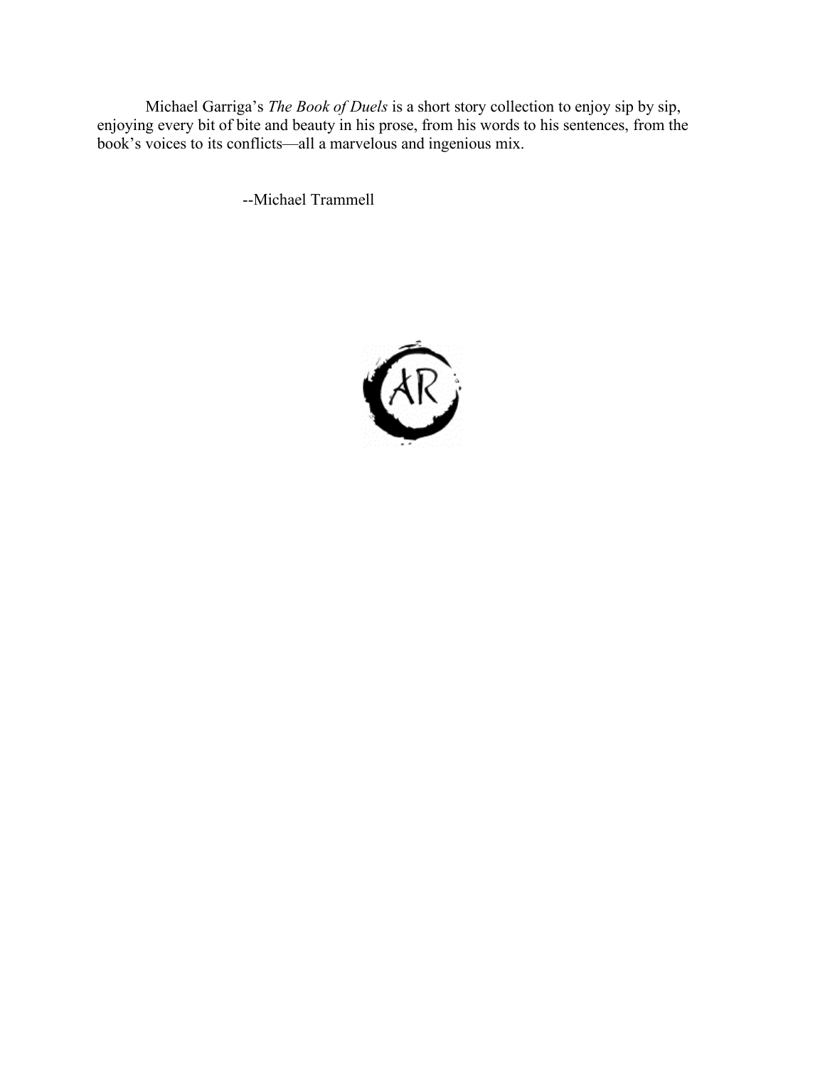Michael Garriga's *The Book of Duels* is a short story collection to enjoy sip by sip, enjoying every bit of bite and beauty in his prose, from his words to his sentences, from the book's voices to its conflicts—all a marvelous and ingenious mix.

--Michael Trammell